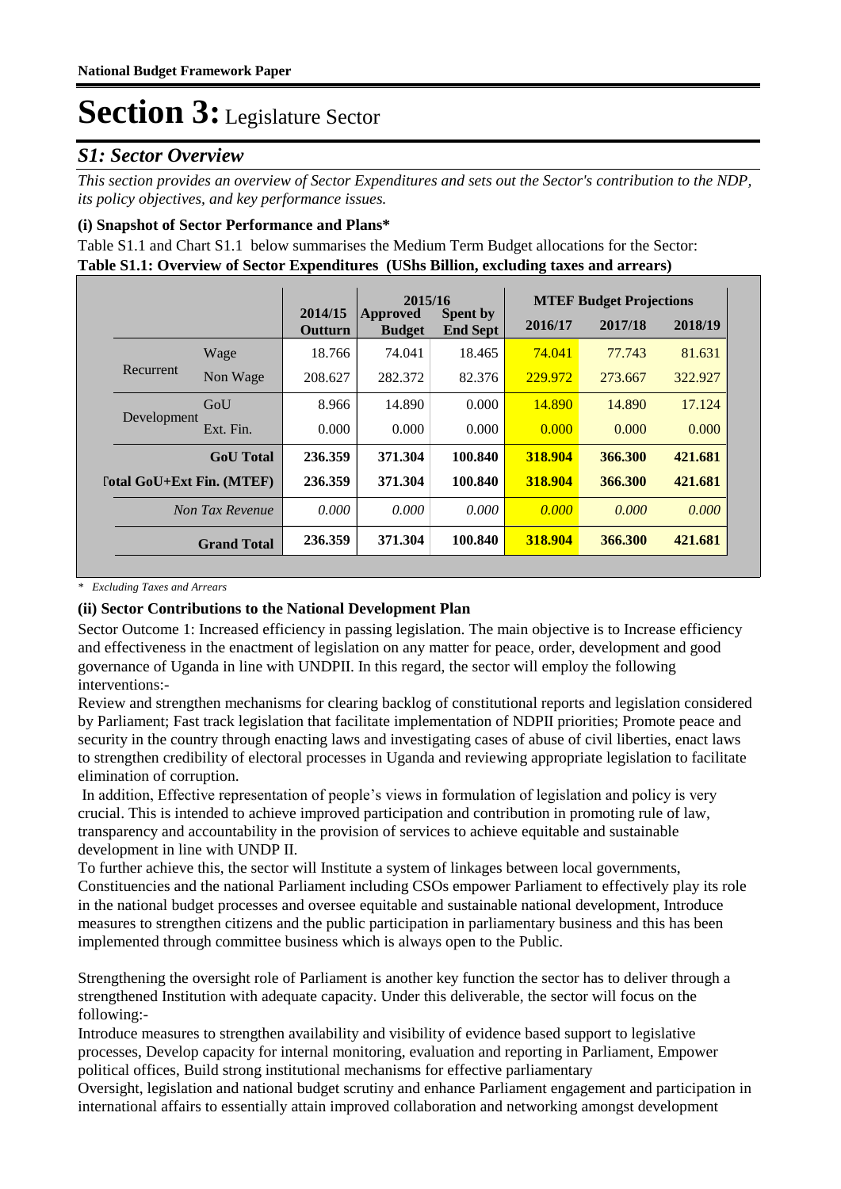# Section 3: Legislature Sector

## S1: Sector Overview

*This section provides an overview of Sector Expenditures and sets out the Sector's contribution to the NDP, its policy objectives, and key performance issues.*

### (i) Snapshot of Sector Performance and Plans*

Table S1.1 and Chart S1.1 below summarises the Medium Term Budget allocations for the Sector:

**Table S1.1: Overview of Sector Expenditures (UShs Billion, excluding taxes and arrears)**

| | | 2014/15 Outturn | 2015/16 Approved Budget | 2015/16 Spent by End Sept | MTEF Budget Projections 2016/17 | 2017/18 | 2018/19 |
|---|---|---|---|---|---|---|---|
| Recurrent | Wage | 18.766 | 74.041 | 18.465 | 74.041 | 77.743 | 81.631 |
| | Non Wage | 208.627 | 282.372 | 82.376 | 229.972 | 273.667 | 322.927 |
| Development | GoU | 8.966 | 14.890 | 0.000 | 14.890 | 14.890 | 17.124 |
| | Ext. Fin. | 0.000 | 0.000 | 0.000 | 0.000 | 0.000 | 0.000 |
| | **GoU Total** | **236.359** | **371.304** | **100.840** | **318.904** | **366.300** | **421.681** |
| | **Total GoU+Ext Fin. (MTEF)** | **236.359** | **371.304** | **100.840** | **318.904** | **366.300** | **421.681** |
| | *Non Tax Revenue* | *0.000* | *0.000* | *0.000* | *0.000* | *0.000* | *0.000* |
| | **Grand Total** | **236.359** | **371.304** | **100.840** | **318.904** | **366.300** | **421.681** |

*\* Excluding Taxes and Arrears*

### (ii) Sector Contributions to the National Development Plan

Sector Outcome 1: Increased efficiency in passing legislation. The main objective is to Increase efficiency and effectiveness in the enactment of legislation on any matter for peace, order, development and good governance of Uganda in line with UNDPII. In this regard, the sector will employ the following interventions:-

Review and strengthen mechanisms for clearing backlog of constitutional reports and legislation considered by Parliament; Fast track legislation that facilitate implementation of NDPII priorities; Promote peace and security in the country through enacting laws and investigating cases of abuse of civil liberties, enact laws to strengthen credibility of electoral processes in Uganda and reviewing appropriate legislation to facilitate elimination of corruption.

In addition, Effective representation of people's views in formulation of legislation and policy is very crucial. This is intended to achieve improved participation and contribution in promoting rule of law, transparency and accountability in the provision of services to achieve equitable and sustainable development in line with UNDP II.

To further achieve this, the sector will Institute a system of linkages between local governments, Constituencies and the national Parliament including CSOs empower Parliament to effectively play its role in the national budget processes and oversee equitable and sustainable national development, Introduce measures to strengthen citizens and the public participation in parliamentary business and this has been implemented through committee business which is always open to the Public.

Strengthening the oversight role of Parliament is another key function the sector has to deliver through a strengthened Institution with adequate capacity. Under this deliverable, the sector will focus on the following:-

Introduce measures to strengthen availability and visibility of evidence based support to legislative processes, Develop capacity for internal monitoring, evaluation and reporting in Parliament, Empower political offices, Build strong institutional mechanisms for effective parliamentary

Oversight, legislation and national budget scrutiny and enhance Parliament engagement and participation in international affairs to essentially attain improved collaboration and networking amongst development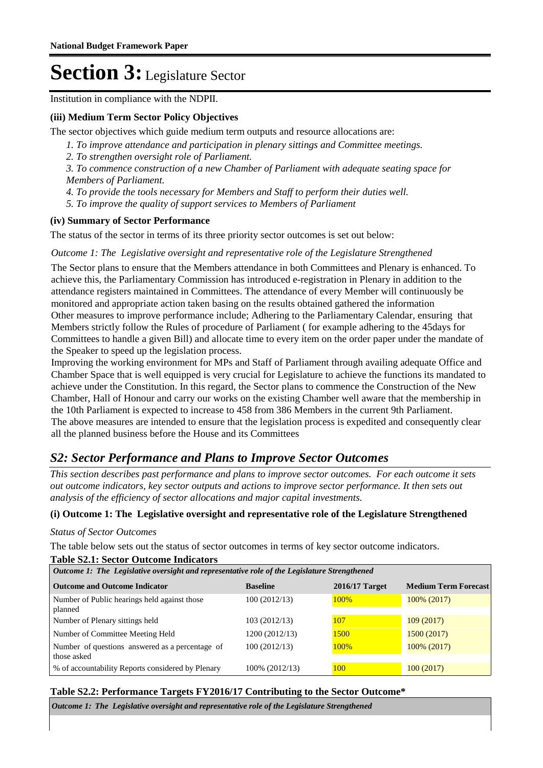# Section 3: Legislature Sector

Institution in compliance with the NDPII.

### (iii) Medium Term Sector Policy Objectives

The sector objectives which guide medium term outputs and resource allocations are:

1. *To improve attendance and participation in plenary sittings and Committee meetings.*
2. *To strengthen oversight role of Parliament.*
3. *To commence construction of a new Chamber of Parliament with adequate seating space for Members of Parliament.*
4. *To provide the tools necessary for Members and Staff to perform their duties well.*
5. *To improve the quality of support services to Members of Parliament*

### (iv) Summary of Sector Performance

The status of the sector in terms of its three priority sector outcomes is set out below:

*Outcome 1: The Legislative oversight and representative role of the Legislature Strengthened*

The Sector plans to ensure that the Members attendance in both Committees and Plenary is enhanced. To achieve this, the Parliamentary Commission has introduced e-registration in Plenary in addition to the attendance registers maintained in Committees. The attendance of every Member will continuously be monitored and appropriate action taken basing on the results obtained gathered the information
Other measures to improve performance include; Adhering to the Parliamentary Calendar, ensuring that Members strictly follow the Rules of procedure of Parliament ( for example adhering to the 45days for Committees to handle a given Bill) and allocate time to every item on the order paper under the mandate of the Speaker to speed up the legislation process.
Improving the working environment for MPs and Staff of Parliament through availing adequate Office and Chamber Space that is well equipped is very crucial for Legislature to achieve the functions its mandated to achieve under the Constitution. In this regard, the Sector plans to commence the Construction of the New Chamber, Hall of Honour and carry our works on the existing Chamber well aware that the membership in the 10th Parliament is expected to increase to 458 from 386 Members in the current 9th Parliament.
The above measures are intended to ensure that the legislation process is expedited and consequently clear all the planned business before the House and its Committees

## *S2: Sector Performance and Plans to Improve Sector Outcomes*

*This section describes past performance and plans to improve sector outcomes. For each outcome it sets out outcome indicators, key sector outputs and actions to improve sector performance. It then sets out analysis of the efficiency of sector allocations and major capital investments.*

### (i) Outcome 1: The Legislative oversight and representative role of the Legislature Strengthened

*Status of Sector Outcomes*

The table below sets out the status of sector outcomes in terms of key sector outcome indicators.

**Table S2.1: Sector Outcome Indicators**

| *Outcome 1: The Legislative oversight and representative role of the Legislature Strengthened* | | | |
|---|---|---|---|
| **Outcome and Outcome Indicator** | **Baseline** | **2016/17 Target** | **Medium Term Forecast** |
| Number of Public hearings held against those planned | 100 (2012/13) | 100% | 100% (2017) |
| Number of Plenary sittings held | 103 (2012/13) | 107 | 109 (2017) |
| Number of Committee Meeting Held | 1200 (2012/13) | 1500 | 1500 (2017) |
| Number of questions answered as a percentage of those asked | 100 (2012/13) | 100% | 100% (2017) |
| % of accountability Reports considered by Plenary | 100% (2012/13) | 100 | 100 (2017) |

**Table S2.2: Performance Targets FY2016/17 Contributing to the Sector Outcome***

*Outcome 1: The Legislative oversight and representative role of the Legislature Strengthened*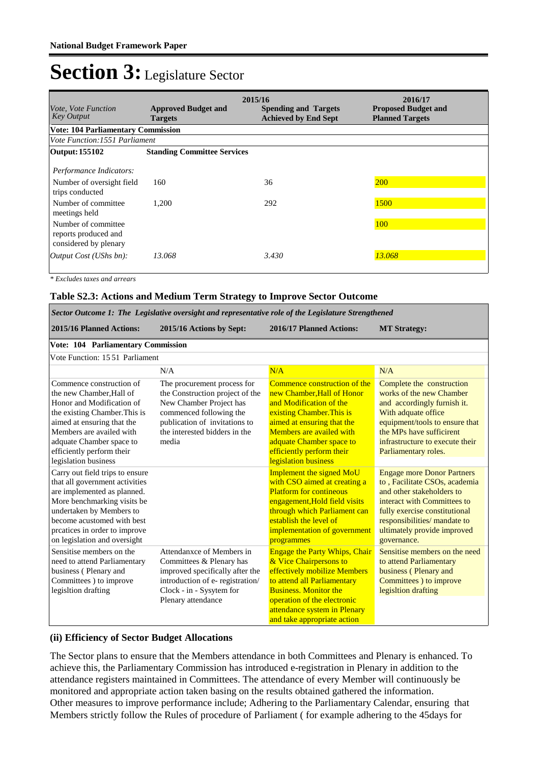# Section 3: Legislature Sector

| Vote, Vote Function Key Output | 2015/16 Approved Budget and Targets | 2015/16 Spending and Targets Achieved by End Sept | 2016/17 Proposed Budget and Planned Targets |
|---|---|---|---|
| **Vote: 104 Parliamentary Commission** | | | |
| *Vote Function:1551 Parliament* | | | |
| **Output: 155102** | **Standing Committee Services** | | |
| *Performance Indicators:* | | | |
| Number of oversight field trips conducted | 160 | 36 | 200 |
| Number of committee meetings held | 1,200 | 292 | 1500 |
| Number of committee reports produced and considered by plenary | | | 100 |
| *Output Cost (UShs bn):* | *13.068* | *3.430* | *13.068* |

*\* Excludes taxes and arrears*

### Table S2.3: Actions and Medium Term Strategy to Improve Sector Outcome

| 2015/16 Planned Actions: | 2015/16 Actions by Sept: | 2016/17 Planned Actions: | MT Strategy: |
|---|---|---|---|
| ***Sector Outcome 1: The Legislative oversight and representative role of the Legislature Strengthened*** | | | |
| **Vote: 104 Parliamentary Commission** | | | |
| Vote Function: 15 51 Parliament | | | |
| | N/A | N/A | N/A |
| Commence construction of the new Chamber,Hall of Honor and Modification of the existing Chamber.This is aimed at ensuring that the Members are availed with adquate Chamber space to efficiently perform their legislation business | The procurement process for the Construction project of the New Chamber Project has commenced following the publication of invitations to the interested bidders in the media | Commence construction of the new Chamber,Hall of Honor and Modification of the existing Chamber.This is aimed at ensuring that the Members are availed with adquate Chamber space to efficiently perform their legislation business | Complete the construction works of the new Chamber and accordingly furnish it. With adquate office equipment/tools to ensure that the MPs have sufficirent infrastructure to execute their Parliamentary roles. |
| Carry out field trips to ensure that all government activities are implemented as planned. More benchmarking visits be undertaken by Members to become acustomed with best prcatices in order to improve on legislation and oversight | | Implement the signed MoU with CSO aimed at creating a Platform for contineous engagement,Hold field visits through which Parliament can establish the level of implementation of government programmes | Engage more Donor Partners to , Facilitate CSOs, academia and other stakeholders to interact with Committees to fully exercise constitutional responsibilities/ mandate to ultimately provide improved governance. |
| Sensitise members on the need to attend Parliamentary business ( Plenary and Committees ) to improve legisltion drafting | Attendanxce of Members in Committees & Plenary has improved specifically after the introduction of e- registration/ Clock - in - Sysytem for Plenary attendance | Engage the Party Whips, Chair & Vice Chairpersons to effectively mobilize Members to attend all Parliamentary Business. Monitor the operation of the electronic attendance system in Plenary and take appropriate action | Sensitise members on the need to attend Parliamentary business ( Plenary and Committees ) to improve legisltion drafting |

### (ii) Efficiency of Sector Budget Allocations

The Sector plans to ensure that the Members attendance in both Committees and Plenary is enhanced. To achieve this, the Parliamentary Commission has introduced e-registration in Plenary in addition to the attendance registers maintained in Committees. The attendance of every Member will continuously be monitored and appropriate action taken basing on the results obtained gathered the information.
Other measures to improve performance include; Adhering to the Parliamentary Calendar, ensuring that Members strictly follow the Rules of procedure of Parliament ( for example adhering to the 45days for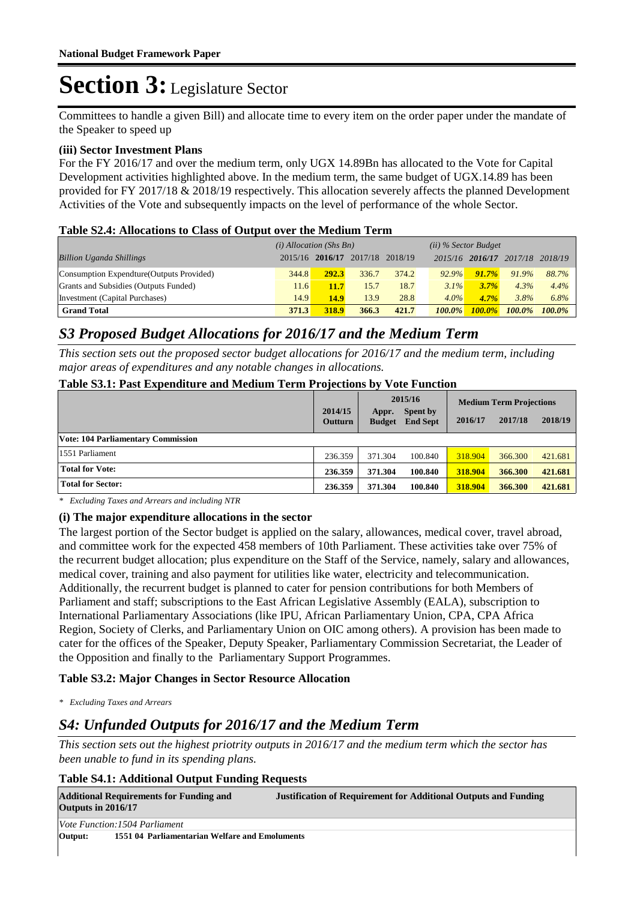# Section 3: Legislature Sector

Committees to handle a given Bill) and allocate time to every item on the order paper under the mandate of the Speaker to speed up

### (iii) Sector Investment Plans

For the FY 2016/17 and over the medium term, only UGX 14.89Bn has allocated to the Vote for Capital Development activities highlighted above. In the medium term, the same budget of UGX.14.89 has been provided for FY 2017/18 & 2018/19 respectively. This allocation severely affects the planned Development Activities of the Vote and subsequently impacts on the level of performance of the whole Sector.

**Table S2.4: Allocations to Class of Output over the Medium Term**

| | *(i) Allocation (Shs Bn)* | | | | *(ii) % Sector Budget* | | | |
|---|---|---|---|---|---|---|---|---|
| *Billion Uganda Shillings* | 2015/16 | **2016/17** | 2017/18 | 2018/19 | 2015/16 | **2016/17** | 2017/18 | 2018/19 |
| Consumption Expendture(Outputs Provided) | 344.8 | **292.3** | 336.7 | 374.2 | *92.9%* | ***91.7%*** | *91.9%* | *88.7%* |
| Grants and Subsidies (Outputs Funded) | 11.6 | **11.7** | 15.7 | 18.7 | *3.1%* | ***3.7%*** | *4.3%* | *4.4%* |
| Investment (Capital Purchases) | 14.9 | **14.9** | 13.9 | 28.8 | *4.0%* | ***4.7%*** | *3.8%* | *6.8%* |
| **Grand Total** | **371.3** | **318.9** | **366.3** | **421.7** | ***100.0%*** | ***100.0%*** | ***100.0%*** | ***100.0%*** |

## *S3 Proposed Budget Allocations for 2016/17 and the Medium Term*

*This section sets out the proposed sector budget allocations for 2016/17 and the medium term, including major areas of expenditures and any notable changes in allocations.*

**Table S3.1: Past Expenditure and Medium Term Projections by Vote Function**

| | 2014/15 | 2015/16 | | Medium Term Projections | | |
|---|---|---|---|---|---|---|
| | Outturn | Appr. Budget | Spent by End Sept | 2016/17 | 2017/18 | 2018/19 |
| **Vote: 104 Parliamentary Commission** | | | | | | |
| 1551 Parliament | 236.359 | 371.304 | 100.840 | 318.904 | 366.300 | 421.681 |
| **Total for Vote:** | **236.359** | **371.304** | **100.840** | **318.904** | **366.300** | **421.681** |
| **Total for Sector:** | **236.359** | **371.304** | **100.840** | **318.904** | **366.300** | **421.681** |

*\* Excluding Taxes and Arrears and including NTR*

### (i) The major expenditure allocations in the sector

The largest portion of the Sector budget is applied on the salary, allowances, medical cover, travel abroad, and committee work for the expected 458 members of 10th Parliament. These activities take over 75% of the recurrent budget allocation; plus expenditure on the Staff of the Service, namely, salary and allowances, medical cover, training and also payment for utilities like water, electricity and telecommunication. Additionally, the recurrent budget is planned to cater for pension contributions for both Members of Parliament and staff; subscriptions to the East African Legislative Assembly (EALA), subscription to International Parliamentary Associations (like IPU, African Parliamentary Union, CPA, CPA Africa Region, Society of Clerks, and Parliamentary Union on OIC among others). A provision has been made to cater for the offices of the Speaker, Deputy Speaker, Parliamentary Commission Secretariat, the Leader of the Opposition and finally to the Parliamentary Support Programmes.

**Table S3.2: Major Changes in Sector Resource Allocation**

*\* Excluding Taxes and Arrears*

## *S4: Unfunded Outputs for 2016/17 and the Medium Term*

*This section sets out the highest priority outputs in 2016/17 and the medium term which the sector has been unable to fund in its spending plans.*

**Table S4.1: Additional Output Funding Requests**

| Additional Requirements for Funding and Outputs in 2016/17 | Justification of Requirement for Additional Outputs and Funding |
|---|---|
| *Vote Function:1504 Parliament* | |
| **Output: 1551 04 Parliamentarian Welfare and Emoluments** | |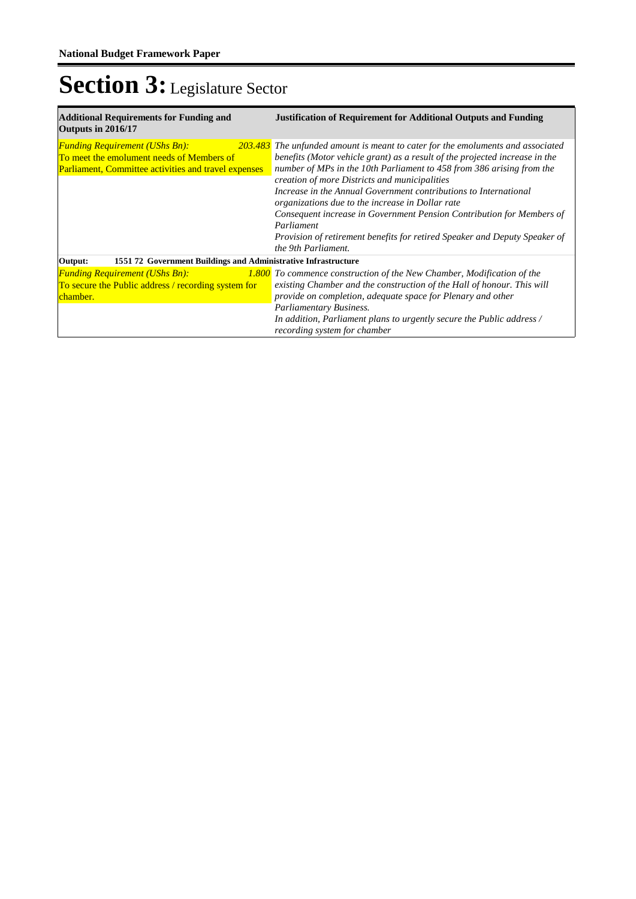# Section 3: Legislature Sector

| Additional Requirements for Funding and Outputs in 2016/17 | Justification of Requirement for Additional Outputs and Funding |
|---|---|
| *Funding Requirement (UShs Bn):* *203.483*<br>To meet the emolument needs of Members of Parliament, Committee activities and travel expenses | *The unfunded amount is meant to cater for the emoluments and associated benefits (Motor vehicle grant) as a result of the projected increase in the number of MPs in the 10th Parliament to 458 from 386 arising from the creation of more Districts and municipalities*<br>*Increase in the Annual Government contributions to International organizations due to the increase in Dollar rate*<br>*Consequent increase in Government Pension Contribution for Members of Parliament*<br>*Provision of retirement benefits for retired Speaker and Deputy Speaker of the 9th Parliament.* |
| **Output: 1551 72 Government Buildings and Administrative Infrastructure** | |
| *Funding Requirement (UShs Bn):* *1.800*<br>To secure the Public address / recording system for chamber. | *To commence construction of the New Chamber, Modification of the existing Chamber and the construction of the Hall of honour. This will provide on completion, adequate space for Plenary and other Parliamentary Business.*<br>*In addition, Parliament plans to urgently secure the Public address / recording system for chamber* |